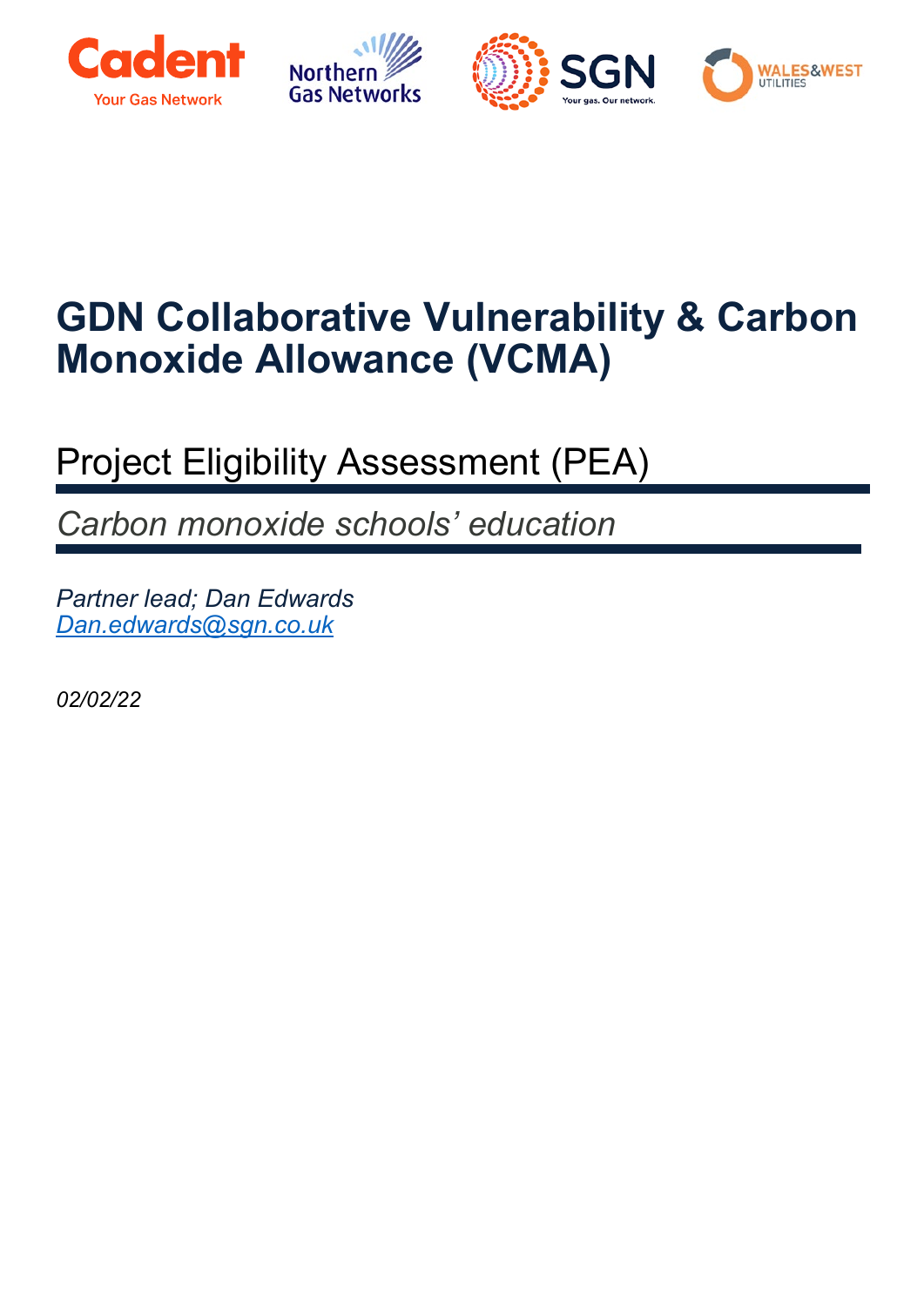# GDN Collaborative Vulnerability & Carbon Monoxide Allowance (VCMA)

## Project Eligibility Assessment (PEA)

*Carbon monoxide schools' education*

*Partner lead; Dan Edwards*
*[Dan.edwards@sgn.co.uk](mailto:Dan.edwards@sgn.co.uk)*

*02/02/22*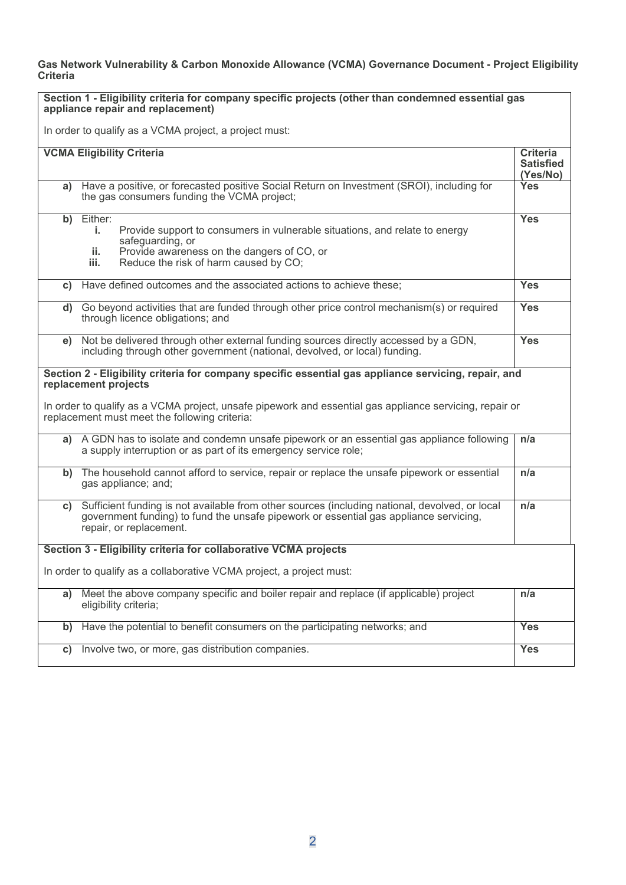**Gas Network Vulnerability & Carbon Monoxide Allowance (VCMA) Governance Document - Project Eligibility Criteria**

| **Section 1 - Eligibility criteria for company specific projects (other than condemned essential gas appliance repair and replacement)**<br><br>In order to qualify as a VCMA project, a project must: | |
|---|---|
| **VCMA Eligibility Criteria** | **Criteria Satisfied (Yes/No)** |
| **a)** Have a positive, or forecasted positive Social Return on Investment (SROI), including for the gas consumers funding the VCMA project; | **Yes** |
| **b)** Either:<br>**i.** Provide support to consumers in vulnerable situations, and relate to energy safeguarding, or<br>**ii.** Provide awareness on the dangers of CO, or<br>**iii.** Reduce the risk of harm caused by CO; | **Yes** |
| **c)** Have defined outcomes and the associated actions to achieve these; | **Yes** |
| **d)** Go beyond activities that are funded through other price control mechanism(s) or required through licence obligations; and | **Yes** |
| **e)** Not be delivered through other external funding sources directly accessed by a GDN, including through other government (national, devolved, or local) funding. | **Yes** |
| **Section 2 - Eligibility criteria for company specific essential gas appliance servicing, repair, and replacement projects**<br><br>In order to qualify as a VCMA project, unsafe pipework and essential gas appliance servicing, repair or replacement must meet the following criteria: | |
| **a)** A GDN has to isolate and condemn unsafe pipework or an essential gas appliance following a supply interruption or as part of its emergency service role; | **n/a** |
| **b)** The household cannot afford to service, repair or replace the unsafe pipework or essential gas appliance; and; | **n/a** |
| **c)** Sufficient funding is not available from other sources (including national, devolved, or local government funding) to fund the unsafe pipework or essential gas appliance servicing, repair, or replacement. | **n/a** |
| **Section 3 - Eligibility criteria for collaborative VCMA projects**<br><br>In order to qualify as a collaborative VCMA project, a project must: | |
| **a)** Meet the above company specific and boiler repair and replace (if applicable) project eligibility criteria; | **n/a** |
| **b)** Have the potential to benefit consumers on the participating networks; and | **Yes** |
| **c)** Involve two, or more, gas distribution companies. | **Yes** |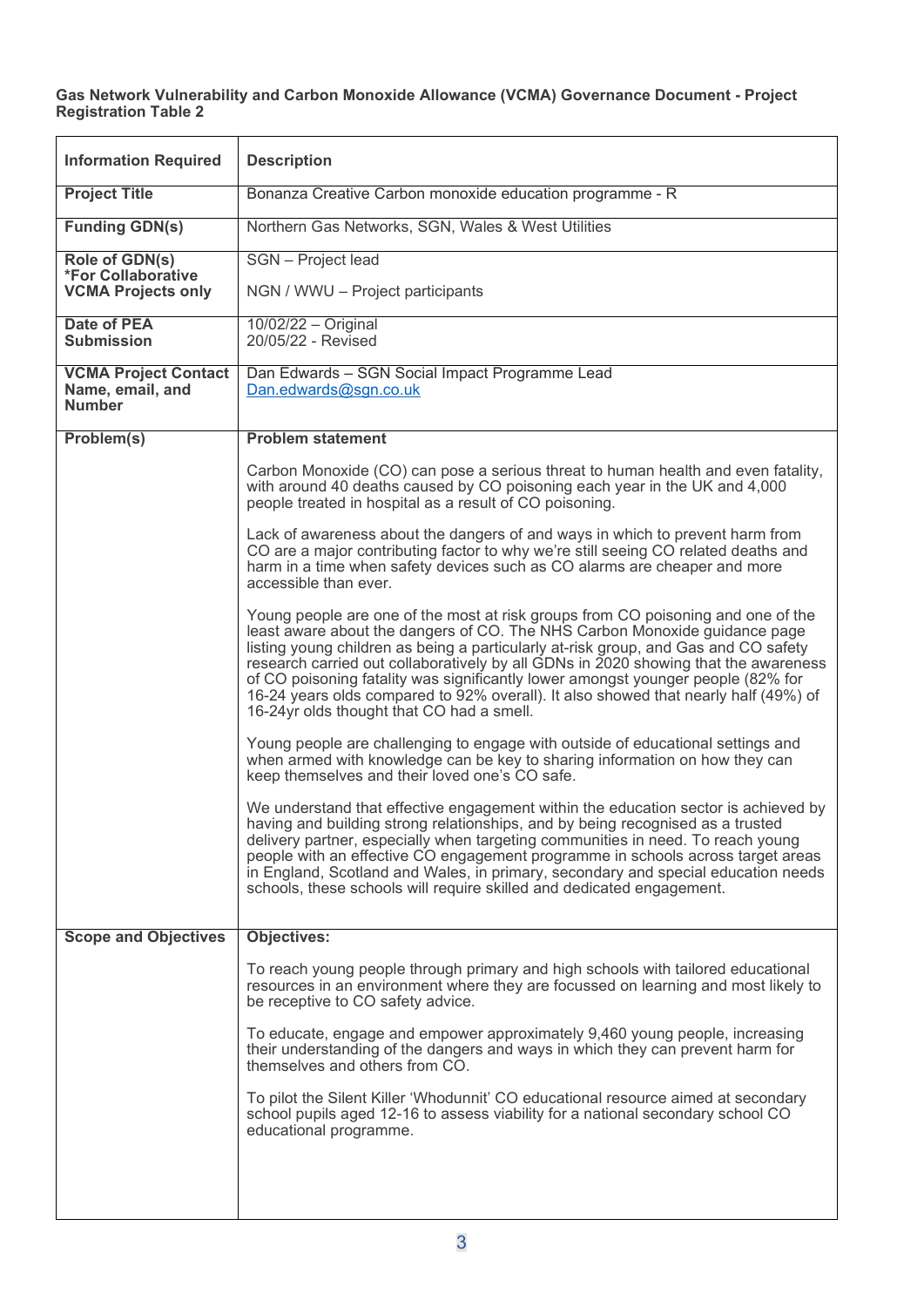**Gas Network Vulnerability and Carbon Monoxide Allowance (VCMA) Governance Document - Project Registration Table 2**

| Information Required | Description |
|---|---|
| **Project Title** | Bonanza Creative Carbon monoxide education programme - R |
| **Funding GDN(s)** | Northern Gas Networks, SGN, Wales & West Utilities |
| **Role of GDN(s) *For Collaborative VCMA Projects only** | SGN – Project lead<br><br>NGN / WWU – Project participants |
| **Date of PEA Submission** | 10/02/22 – Original<br>20/05/22 - Revised |
| **VCMA Project Contact Name, email, and Number** | Dan Edwards – SGN Social Impact Programme Lead<br>Dan.edwards@sgn.co.uk |
| **Problem(s)** | **Problem statement**<br><br>Carbon Monoxide (CO) can pose a serious threat to human health and even fatality, with around 40 deaths caused by CO poisoning each year in the UK and 4,000 people treated in hospital as a result of CO poisoning.<br><br>Lack of awareness about the dangers of and ways in which to prevent harm from CO are a major contributing factor to why we're still seeing CO related deaths and harm in a time when safety devices such as CO alarms are cheaper and more accessible than ever.<br><br>Young people are one of the most at risk groups from CO poisoning and one of the least aware about the dangers of CO. The NHS Carbon Monoxide guidance page listing young children as being a particularly at-risk group, and Gas and CO safety research carried out collaboratively by all GDNs in 2020 showing that the awareness of CO poisoning fatality was significantly lower amongst younger people (82% for 16-24 years olds compared to 92% overall). It also showed that nearly half (49%) of 16-24yr olds thought that CO had a smell.<br><br>Young people are challenging to engage with outside of educational settings and when armed with knowledge can be key to sharing information on how they can keep themselves and their loved one's CO safe.<br><br>We understand that effective engagement within the education sector is achieved by having and building strong relationships, and by being recognised as a trusted delivery partner, especially when targeting communities in need. To reach young people with an effective CO engagement programme in schools across target areas in England, Scotland and Wales, in primary, secondary and special education needs schools, these schools will require skilled and dedicated engagement. |
| **Scope and Objectives** | **Objectives:**<br><br>To reach young people through primary and high schools with tailored educational resources in an environment where they are focussed on learning and most likely to be receptive to CO safety advice.<br><br>To educate, engage and empower approximately 9,460 young people, increasing their understanding of the dangers and ways in which they can prevent harm for themselves and others from CO.<br><br>To pilot the Silent Killer 'Whodunnit' CO educational resource aimed at secondary school pupils aged 12-16 to assess viability for a national secondary school CO educational programme. |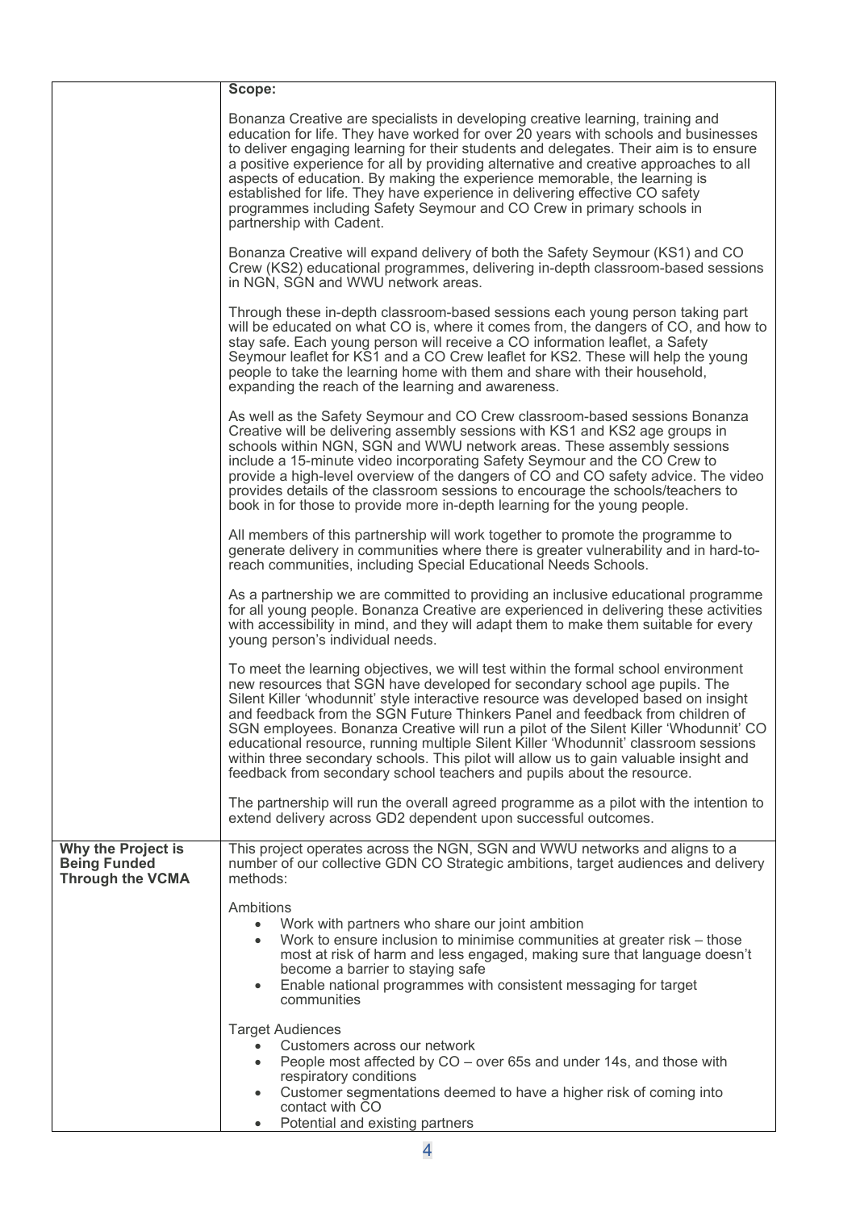| | |
|---|---|
| | **Scope:**<br><br>Bonanza Creative are specialists in developing creative learning, training and education for life. They have worked for over 20 years with schools and businesses to deliver engaging learning for their students and delegates. Their aim is to ensure a positive experience for all by providing alternative and creative approaches to all aspects of education. By making the experience memorable, the learning is established for life. They have experience in delivering effective CO safety programmes including Safety Seymour and CO Crew in primary schools in partnership with Cadent.<br><br>Bonanza Creative will expand delivery of both the Safety Seymour (KS1) and CO Crew (KS2) educational programmes, delivering in-depth classroom-based sessions in NGN, SGN and WWU network areas.<br><br>Through these in-depth classroom-based sessions each young person taking part will be educated on what CO is, where it comes from, the dangers of CO, and how to stay safe. Each young person will receive a CO information leaflet, a Safety Seymour leaflet for KS1 and a CO Crew leaflet for KS2. These will help the young people to take the learning home with them and share with their household, expanding the reach of the learning and awareness.<br><br>As well as the Safety Seymour and CO Crew classroom-based sessions Bonanza Creative will be delivering assembly sessions with KS1 and KS2 age groups in schools within NGN, SGN and WWU network areas. These assembly sessions include a 15-minute video incorporating Safety Seymour and the CO Crew to provide a high-level overview of the dangers of CO and CO safety advice. The video provides details of the classroom sessions to encourage the schools/teachers to book in for those to provide more in-depth learning for the young people.<br><br>All members of this partnership will work together to promote the programme to generate delivery in communities where there is greater vulnerability and in hard-to-reach communities, including Special Educational Needs Schools.<br><br>As a partnership we are committed to providing an inclusive educational programme for all young people. Bonanza Creative are experienced in delivering these activities with accessibility in mind, and they will adapt them to make them suitable for every young person's individual needs.<br><br>To meet the learning objectives, we will test within the formal school environment new resources that SGN have developed for secondary school age pupils. The Silent Killer 'whodunnit' style interactive resource was developed based on insight and feedback from the SGN Future Thinkers Panel and feedback from children of SGN employees. Bonanza Creative will run a pilot of the Silent Killer 'Whodunnit' CO educational resource, running multiple Silent Killer 'Whodunnit' classroom sessions within three secondary schools. This pilot will allow us to gain valuable insight and feedback from secondary school teachers and pupils about the resource.<br><br>The partnership will run the overall agreed programme as a pilot with the intention to extend delivery across GD2 dependent upon successful outcomes. |
| **Why the Project is Being Funded Through the VCMA** | This project operates across the NGN, SGN and WWU networks and aligns to a number of our collective GDN CO Strategic ambitions, target audiences and delivery methods:<br><br>Ambitions<br>• Work with partners who share our joint ambition<br>• Work to ensure inclusion to minimise communities at greater risk – those most at risk of harm and less engaged, making sure that language doesn't become a barrier to staying safe<br>• Enable national programmes with consistent messaging for target communities<br><br>Target Audiences<br>• Customers across our network<br>• People most affected by CO – over 65s and under 14s, and those with respiratory conditions<br>• Customer segmentations deemed to have a higher risk of coming into contact with CO<br>• Potential and existing partners |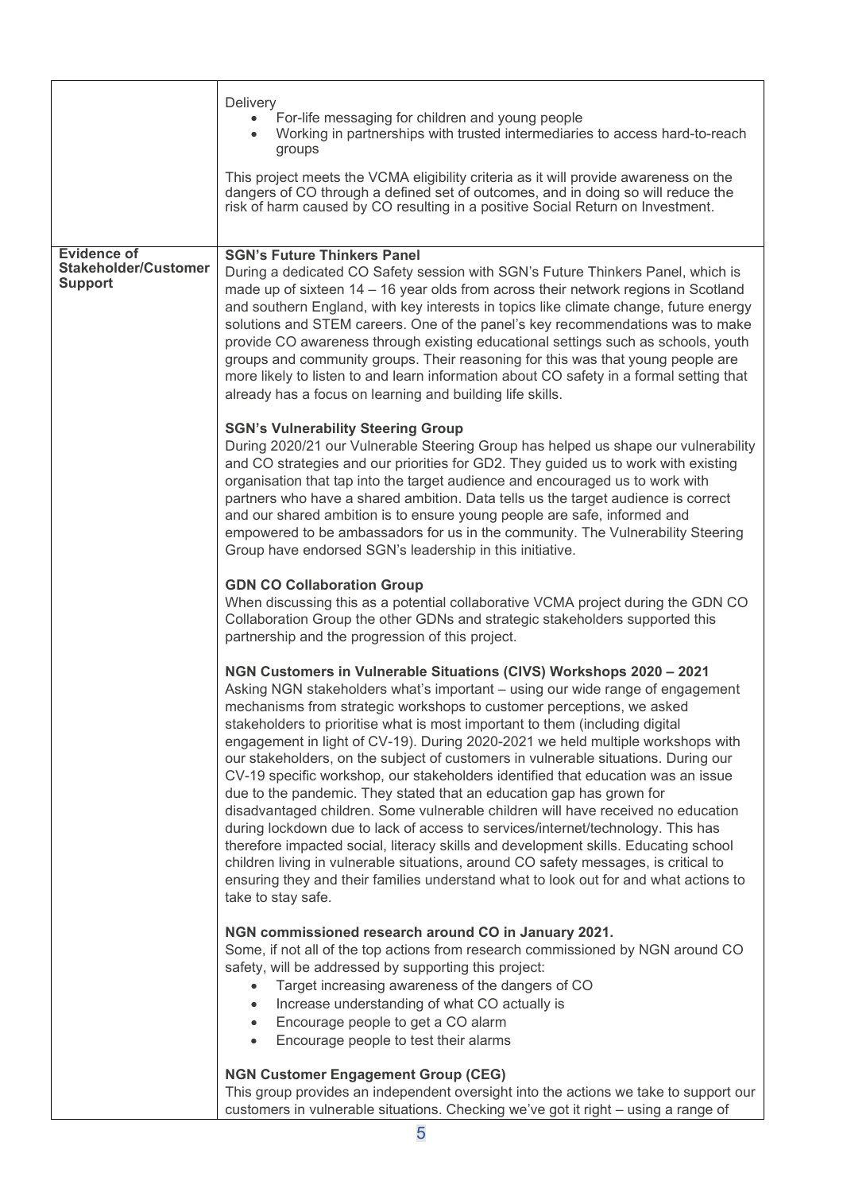| | |
|---|---|
| | Delivery<br>• For-life messaging for children and young people<br>• Working in partnerships with trusted intermediaries to access hard-to-reach groups<br><br>This project meets the VCMA eligibility criteria as it will provide awareness on the dangers of CO through a defined set of outcomes, and in doing so will reduce the risk of harm caused by CO resulting in a positive Social Return on Investment. |
| **Evidence of Stakeholder/Customer Support** | **SGN's Future Thinkers Panel**<br>During a dedicated CO Safety session with SGN's Future Thinkers Panel, which is made up of sixteen 14 – 16 year olds from across their network regions in Scotland and southern England, with key interests in topics like climate change, future energy solutions and STEM careers. One of the panel's key recommendations was to make provide CO awareness through existing educational settings such as schools, youth groups and community groups. Their reasoning for this was that young people are more likely to listen to and learn information about CO safety in a formal setting that already has a focus on learning and building life skills.<br><br>**SGN's Vulnerability Steering Group**<br>During 2020/21 our Vulnerable Steering Group has helped us shape our vulnerability and CO strategies and our priorities for GD2. They guided us to work with existing organisation that tap into the target audience and encouraged us to work with partners who have a shared ambition. Data tells us the target audience is correct and our shared ambition is to ensure young people are safe, informed and empowered to be ambassadors for us in the community. The Vulnerability Steering Group have endorsed SGN's leadership in this initiative.<br><br>**GDN CO Collaboration Group**<br>When discussing this as a potential collaborative VCMA project during the GDN CO Collaboration Group the other GDNs and strategic stakeholders supported this partnership and the progression of this project.<br><br>**NGN Customers in Vulnerable Situations (CIVS) Workshops 2020 – 2021**<br>Asking NGN stakeholders what's important – using our wide range of engagement mechanisms from strategic workshops to customer perceptions, we asked stakeholders to prioritise what is most important to them (including digital engagement in light of CV-19). During 2020-2021 we held multiple workshops with our stakeholders, on the subject of customers in vulnerable situations. During our CV-19 specific workshop, our stakeholders identified that education was an issue due to the pandemic. They stated that an education gap has grown for disadvantaged children. Some vulnerable children will have received no education during lockdown due to lack of access to services/internet/technology. This has therefore impacted social, literacy skills and development skills. Educating school children living in vulnerable situations, around CO safety messages, is critical to ensuring they and their families understand what to look out for and what actions to take to stay safe.<br><br>**NGN commissioned research around CO in January 2021.**<br>Some, if not all of the top actions from research commissioned by NGN around CO safety, will be addressed by supporting this project:<br>• Target increasing awareness of the dangers of CO<br>• Increase understanding of what CO actually is<br>• Encourage people to get a CO alarm<br>• Encourage people to test their alarms<br><br>**NGN Customer Engagement Group (CEG)**<br>This group provides an independent oversight into the actions we take to support our customers in vulnerable situations. Checking we've got it right – using a range of |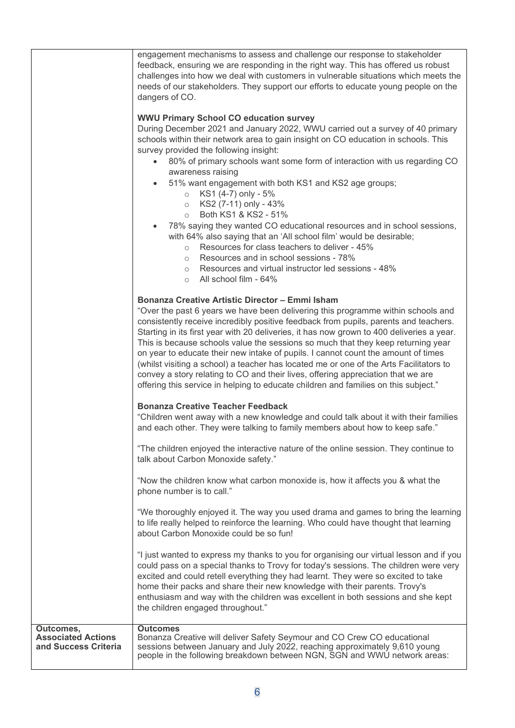| | |
|---|---|
| | engagement mechanisms to assess and challenge our response to stakeholder feedback, ensuring we are responding in the right way. This has offered us robust challenges into how we deal with customers in vulnerable situations which meets the needs of our stakeholders. They support our efforts to educate young people on the dangers of CO.<br><br>**WWU Primary School CO education survey**<br>During December 2021 and January 2022, WWU carried out a survey of 40 primary schools within their network area to gain insight on CO education in schools. This survey provided the following insight:<br>• 80% of primary schools want some form of interaction with us regarding CO awareness raising<br>• 51% want engagement with both KS1 and KS2 age groups;<br>  ○ KS1 (4-7) only - 5%<br>  ○ KS2 (7-11) only - 43%<br>  ○ Both KS1 & KS2 - 51%<br>• 78% saying they wanted CO educational resources and in school sessions, with 64% also saying that an 'All school film' would be desirable;<br>  ○ Resources for class teachers to deliver - 45%<br>  ○ Resources and in school sessions - 78%<br>  ○ Resources and virtual instructor led sessions - 48%<br>  ○ All school film - 64%<br><br>**Bonanza Creative Artistic Director – Emmi Isham**<br>"Over the past 6 years we have been delivering this programme within schools and consistently receive incredibly positive feedback from pupils, parents and teachers. Starting in its first year with 20 deliveries, it has now grown to 400 deliveries a year. This is because schools value the sessions so much that they keep returning year on year to educate their new intake of pupils. I cannot count the amount of times (whilst visiting a school) a teacher has located me or one of the Arts Facilitators to convey a story relating to CO and their lives, offering appreciation that we are offering this service in helping to educate children and families on this subject."<br><br>**Bonanza Creative Teacher Feedback**<br>"Children went away with a new knowledge and could talk about it with their families and each other. They were talking to family members about how to keep safe."<br><br>"The children enjoyed the interactive nature of the online session. They continue to talk about Carbon Monoxide safety."<br><br>"Now the children know what carbon monoxide is, how it affects you & what the phone number is to call."<br><br>"We thoroughly enjoyed it. The way you used drama and games to bring the learning to life really helped to reinforce the learning. Who could have thought that learning about Carbon Monoxide could be so fun!<br><br>"I just wanted to express my thanks to you for organising our virtual lesson and if you could pass on a special thanks to Trovy for today's sessions. The children were very excited and could retell everything they had learnt. They were so excited to take home their packs and share their new knowledge with their parents. Trovy's enthusiasm and way with the children was excellent in both sessions and she kept the children engaged throughout." |
| **Outcomes, Associated Actions and Success Criteria** | **Outcomes**<br>Bonanza Creative will deliver Safety Seymour and CO Crew CO educational sessions between January and July 2022, reaching approximately 9,610 young people in the following breakdown between NGN, SGN and WWU network areas: |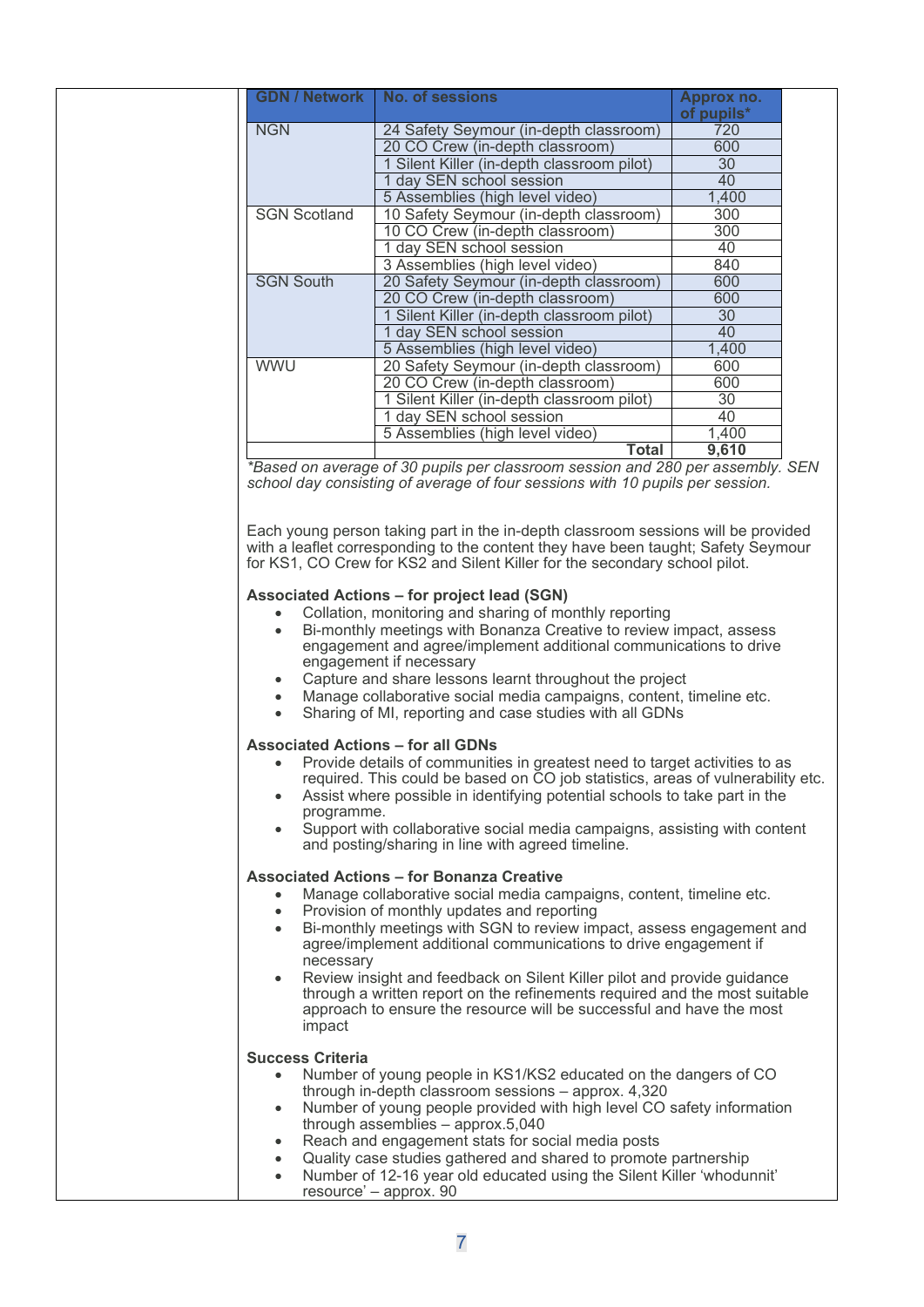| GDN / Network | No. of sessions | Approx no. of pupils* |
|---|---|---|
| NGN | 24 Safety Seymour (in-depth classroom) | 720 |
| | 20 CO Crew (in-depth classroom) | 600 |
| | 1 Silent Killer (in-depth classroom pilot) | 30 |
| | 1 day SEN school session | 40 |
| | 5 Assemblies (high level video) | 1,400 |
| SGN Scotland | 10 Safety Seymour (in-depth classroom) | 300 |
| | 10 CO Crew (in-depth classroom) | 300 |
| | 1 day SEN school session | 40 |
| | 3 Assemblies (high level video) | 840 |
| SGN South | 20 Safety Seymour (in-depth classroom) | 600 |
| | 20 CO Crew (in-depth classroom) | 600 |
| | 1 Silent Killer (in-depth classroom pilot) | 30 |
| | 1 day SEN school session | 40 |
| | 5 Assemblies (high level video) | 1,400 |
| WWU | 20 Safety Seymour (in-depth classroom) | 600 |
| | 20 CO Crew (in-depth classroom) | 600 |
| | 1 Silent Killer (in-depth classroom pilot) | 30 |
| | 1 day SEN school session | 40 |
| | 5 Assemblies (high level video) | 1,400 |
| | **Total** | **9,610** |

*\*Based on average of 30 pupils per classroom session and 280 per assembly. SEN school day consisting of average of four sessions with 10 pupils per session.*

Each young person taking part in the in-depth classroom sessions will be provided with a leaflet corresponding to the content they have been taught; Safety Seymour for KS1, CO Crew for KS2 and Silent Killer for the secondary school pilot.

**Associated Actions – for project lead (SGN)**

- Collation, monitoring and sharing of monthly reporting
- Bi-monthly meetings with Bonanza Creative to review impact, assess engagement and agree/implement additional communications to drive engagement if necessary
- Capture and share lessons learnt throughout the project
- Manage collaborative social media campaigns, content, timeline etc.
- Sharing of MI, reporting and case studies with all GDNs

**Associated Actions – for all GDNs**

- Provide details of communities in greatest need to target activities to as required. This could be based on CO job statistics, areas of vulnerability etc.
- Assist where possible in identifying potential schools to take part in the programme.
- Support with collaborative social media campaigns, assisting with content and posting/sharing in line with agreed timeline.

**Associated Actions – for Bonanza Creative**

- Manage collaborative social media campaigns, content, timeline etc.
- Provision of monthly updates and reporting
- Bi-monthly meetings with SGN to review impact, assess engagement and agree/implement additional communications to drive engagement if necessary
- Review insight and feedback on Silent Killer pilot and provide guidance through a written report on the refinements required and the most suitable approach to ensure the resource will be successful and have the most impact

**Success Criteria**

- Number of young people in KS1/KS2 educated on the dangers of CO through in-depth classroom sessions – approx. 4,320
- Number of young people provided with high level CO safety information through assemblies – approx.5,040
- Reach and engagement stats for social media posts
- Quality case studies gathered and shared to promote partnership
- Number of 12-16 year old educated using the Silent Killer 'whodunnit' resource' – approx. 90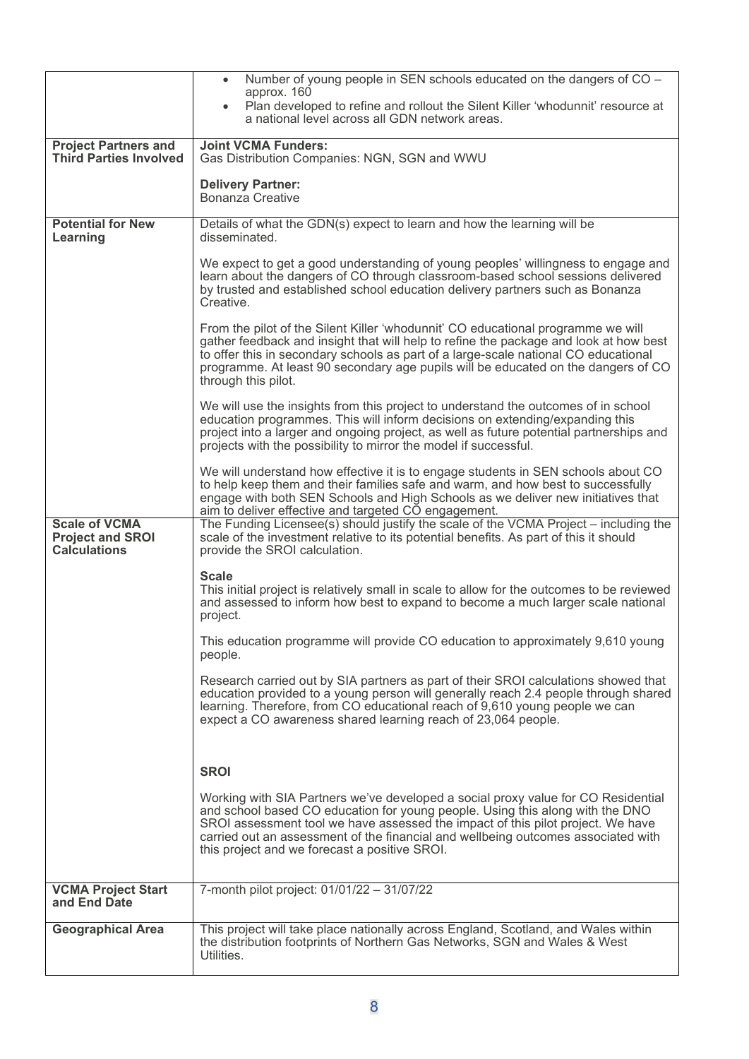| | |
|---|---|
| | • Number of young people in SEN schools educated on the dangers of CO – approx. 160<br>• Plan developed to refine and rollout the Silent Killer 'whodunnit' resource at a national level across all GDN network areas. |
| **Project Partners and Third Parties Involved** | **Joint VCMA Funders:**<br>Gas Distribution Companies: NGN, SGN and WWU<br><br>**Delivery Partner:**<br>Bonanza Creative |
| **Potential for New Learning** | Details of what the GDN(s) expect to learn and how the learning will be disseminated.<br><br>We expect to get a good understanding of young peoples' willingness to engage and learn about the dangers of CO through classroom-based school sessions delivered by trusted and established school education delivery partners such as Bonanza Creative.<br><br>From the pilot of the Silent Killer 'whodunnit' CO educational programme we will gather feedback and insight that will help to refine the package and look at how best to offer this in secondary schools as part of a large-scale national CO educational programme. At least 90 secondary age pupils will be educated on the dangers of CO through this pilot.<br><br>We will use the insights from this project to understand the outcomes of in school education programmes. This will inform decisions on extending/expanding this project into a larger and ongoing project, as well as future potential partnerships and projects with the possibility to mirror the model if successful.<br><br>We will understand how effective it is to engage students in SEN schools about CO to help keep them and their families safe and warm, and how best to successfully engage with both SEN Schools and High Schools as we deliver new initiatives that aim to deliver effective and targeted CO engagement. |
| **Scale of VCMA Project and SROI Calculations** | The Funding Licensee(s) should justify the scale of the VCMA Project – including the scale of the investment relative to its potential benefits. As part of this it should provide the SROI calculation.<br><br>**Scale**<br>This initial project is relatively small in scale to allow for the outcomes to be reviewed and assessed to inform how best to expand to become a much larger scale national project.<br><br>This education programme will provide CO education to approximately 9,610 young people.<br><br>Research carried out by SIA partners as part of their SROI calculations showed that education provided to a young person will generally reach 2.4 people through shared learning. Therefore, from CO educational reach of 9,610 young people we can expect a CO awareness shared learning reach of 23,064 people.<br><br>**SROI**<br><br>Working with SIA Partners we've developed a social proxy value for CO Residential and school based CO education for young people. Using this along with the DNO SROI assessment tool we have assessed the impact of this pilot project. We have carried out an assessment of the financial and wellbeing outcomes associated with this project and we forecast a positive SROI. |
| **VCMA Project Start and End Date** | 7-month pilot project: 01/01/22 – 31/07/22 |
| **Geographical Area** | This project will take place nationally across England, Scotland, and Wales within the distribution footprints of Northern Gas Networks, SGN and Wales & West Utilities. |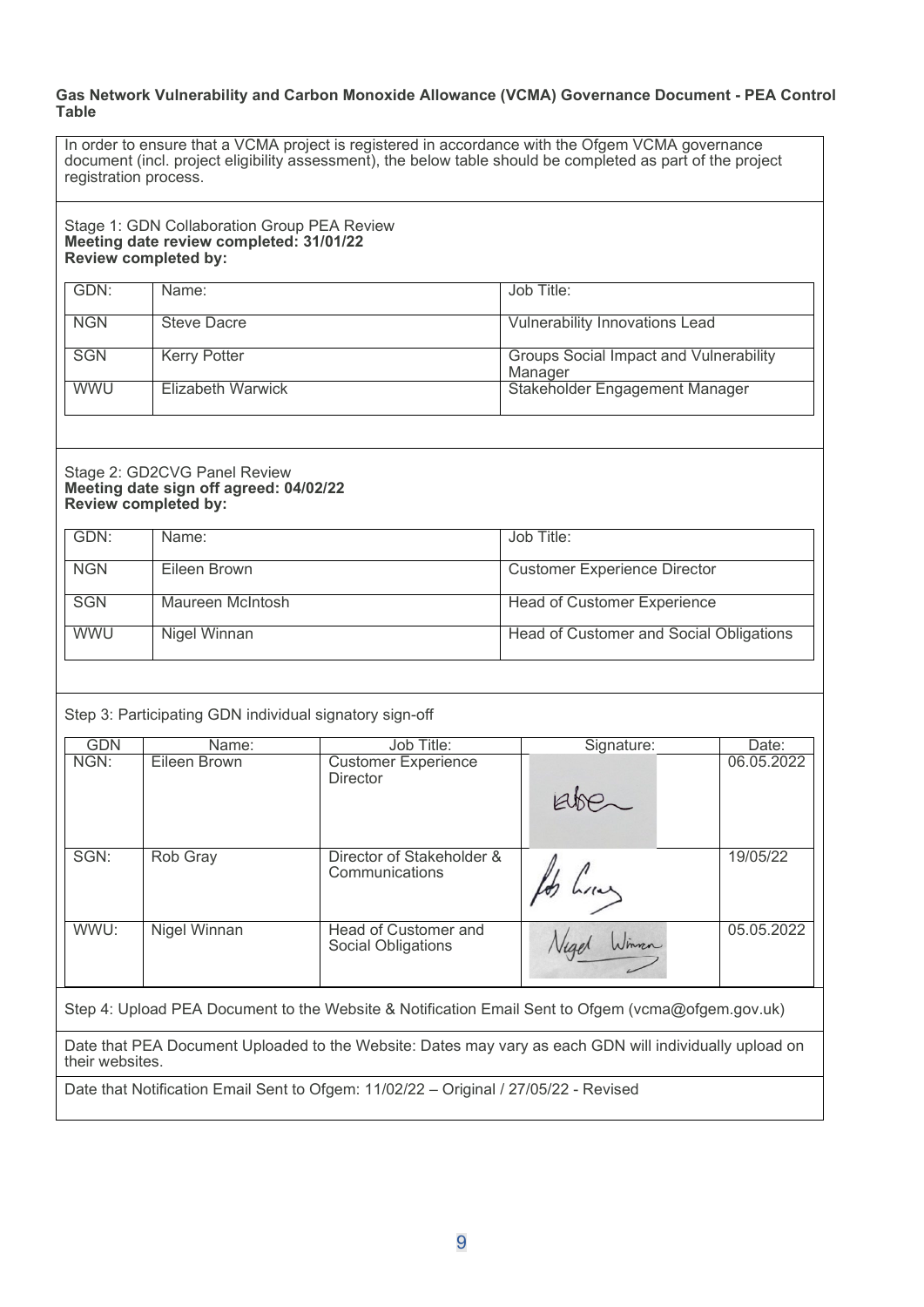**Gas Network Vulnerability and Carbon Monoxide Allowance (VCMA) Governance Document - PEA Control Table**

In order to ensure that a VCMA project is registered in accordance with the Ofgem VCMA governance document (incl. project eligibility assessment), the below table should be completed as part of the project registration process.

Stage 1: GDN Collaboration Group PEA Review
**Meeting date review completed: 31/01/22**
**Review completed by:**

| GDN: | Name: | Job Title: |
|---|---|---|
| NGN | Steve Dacre | Vulnerability Innovations Lead |
| SGN | Kerry Potter | Groups Social Impact and Vulnerability Manager |
| WWU | Elizabeth Warwick | Stakeholder Engagement Manager |

Stage 2: GD2CVG Panel Review
**Meeting date sign off agreed: 04/02/22**
**Review completed by:**

| GDN: | Name: | Job Title: |
|---|---|---|
| NGN | Eileen Brown | Customer Experience Director |
| SGN | Maureen McIntosh | Head of Customer Experience |
| WWU | Nigel Winnan | Head of Customer and Social Obligations |

Step 3: Participating GDN individual signatory sign-off

| GDN | Name: | Job Title: | Signature: | Date: |
|---|---|---|---|---|
| NGN: | Eileen Brown | Customer Experience Director | [signature] | 06.05.2022 |
| SGN: | Rob Gray | Director of Stakeholder & Communications | [signature] | 19/05/22 |
| WWU: | Nigel Winnan | Head of Customer and Social Obligations | [signature] | 05.05.2022 |

Step 4: Upload PEA Document to the Website & Notification Email Sent to Ofgem (vcma@ofgem.gov.uk)

Date that PEA Document Uploaded to the Website: Dates may vary as each GDN will individually upload on their websites.

Date that Notification Email Sent to Ofgem: 11/02/22 – Original / 27/05/22 - Revised